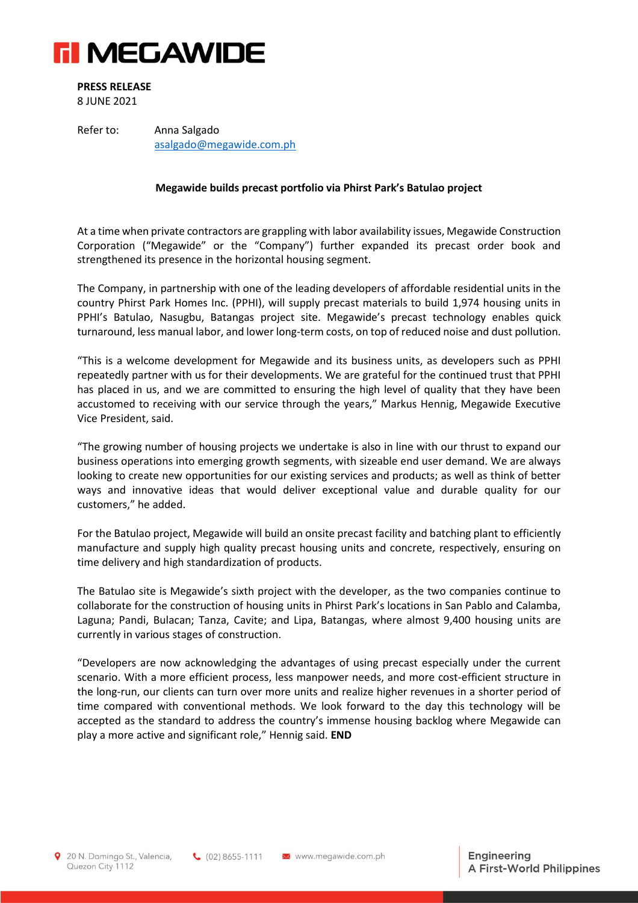**PRESS RELEASE**
8 JUNE 2021

Refer to: Anna Salgado
asalgado@megawide.com.ph

**Megawide builds precast portfolio via Phirst Park's Batulao project**

At a time when private contractors are grappling with labor availability issues, Megawide Construction Corporation ("Megawide" or the "Company") further expanded its precast order book and strengthened its presence in the horizontal housing segment.

The Company, in partnership with one of the leading developers of affordable residential units in the country Phirst Park Homes Inc. (PPHI), will supply precast materials to build 1,974 housing units in PPHI's Batulao, Nasugbu, Batangas project site. Megawide's precast technology enables quick turnaround, less manual labor, and lower long-term costs, on top of reduced noise and dust pollution.

"This is a welcome development for Megawide and its business units, as developers such as PPHI repeatedly partner with us for their developments. We are grateful for the continued trust that PPHI has placed in us, and we are committed to ensuring the high level of quality that they have been accustomed to receiving with our service through the years," Markus Hennig, Megawide Executive Vice President, said.

"The growing number of housing projects we undertake is also in line with our thrust to expand our business operations into emerging growth segments, with sizeable end user demand. We are always looking to create new opportunities for our existing services and products; as well as think of better ways and innovative ideas that would deliver exceptional value and durable quality for our customers," he added.

For the Batulao project, Megawide will build an onsite precast facility and batching plant to efficiently manufacture and supply high quality precast housing units and concrete, respectively, ensuring on time delivery and high standardization of products.

The Batulao site is Megawide's sixth project with the developer, as the two companies continue to collaborate for the construction of housing units in Phirst Park's locations in San Pablo and Calamba, Laguna; Pandi, Bulacan; Tanza, Cavite; and Lipa, Batangas, where almost 9,400 housing units are currently in various stages of construction.

"Developers are now acknowledging the advantages of using precast especially under the current scenario. With a more efficient process, less manpower needs, and more cost-efficient structure in the long-run, our clients can turn over more units and realize higher revenues in a shorter period of time compared with conventional methods. We look forward to the day this technology will be accepted as the standard to address the country's immense housing backlog where Megawide can play a more active and significant role," Hennig said. **END**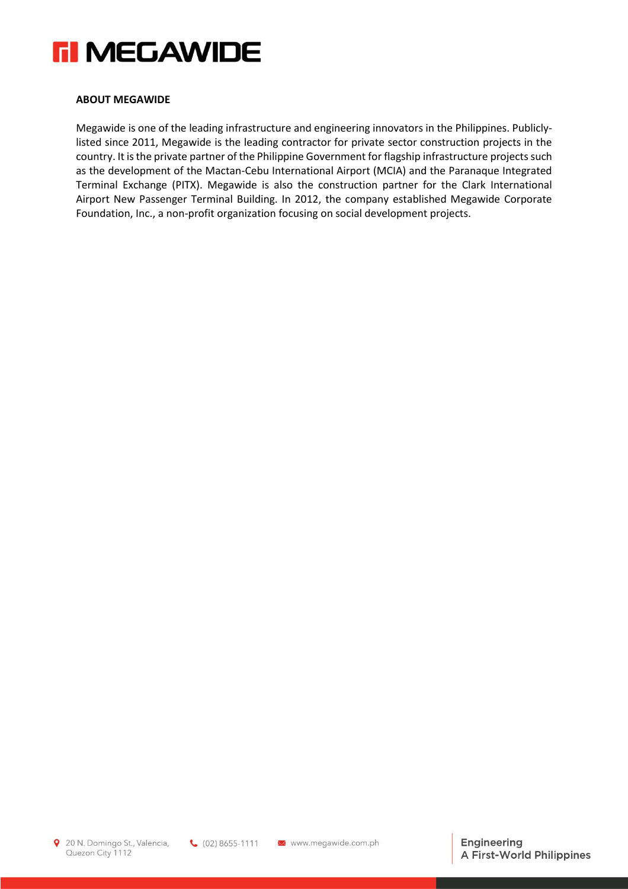**ABOUT MEGAWIDE**

Megawide is one of the leading infrastructure and engineering innovators in the Philippines. Publicly-listed since 2011, Megawide is the leading contractor for private sector construction projects in the country. It is the private partner of the Philippine Government for flagship infrastructure projects such as the development of the Mactan-Cebu International Airport (MCIA) and the Paranaque Integrated Terminal Exchange (PITX). Megawide is also the construction partner for the Clark International Airport New Passenger Terminal Building. In 2012, the company established Megawide Corporate Foundation, Inc., a non-profit organization focusing on social development projects.